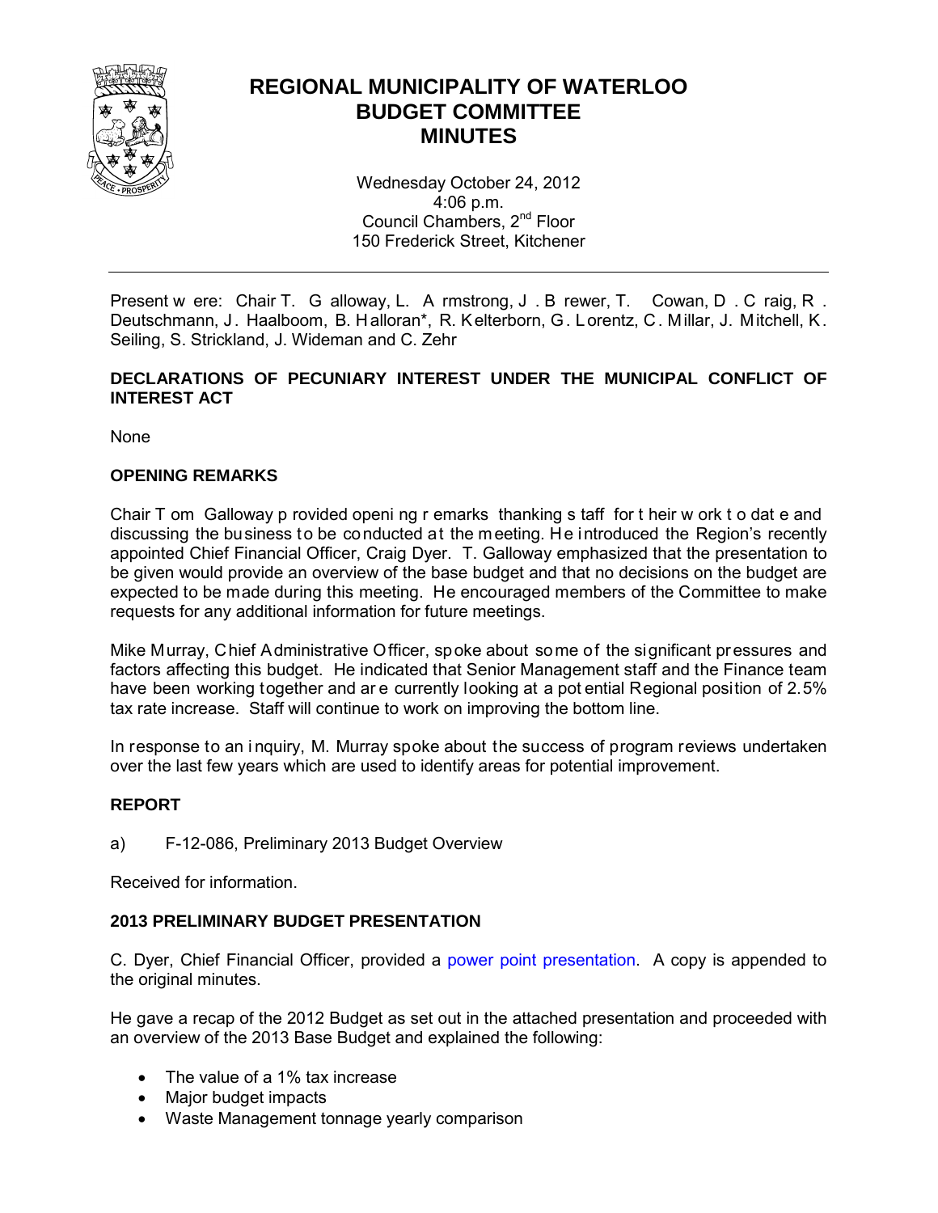# REGIONAL MUNICIPALITY OF WATERLOO
# BUDGET COMMITTEE
# MINUTES

Wednesday October 24, 2012
4:06 p.m.
Council Chambers, 2nd Floor
150 Frederick Street, Kitchener

---

Present were: Chair T. Galloway, L. Armstrong, J. Brewer, T. Cowan, D. Craig, R. Deutschmann, J. Haalboom, B. Halloran*, R. Kelterborn, G. Lorentz, C. Millar, J. Mitchell, K. Seiling, S. Strickland, J. Wideman and C. Zehr

**DECLARATIONS OF PECUNIARY INTEREST UNDER THE MUNICIPAL CONFLICT OF INTEREST ACT**

None

**OPENING REMARKS**

Chair Tom Galloway provided opening remarks thanking staff for their work to date and discussing the business to be conducted at the meeting. He introduced the Region's recently appointed Chief Financial Officer, Craig Dyer. T. Galloway emphasized that the presentation to be given would provide an overview of the base budget and that no decisions on the budget are expected to be made during this meeting. He encouraged members of the Committee to make requests for any additional information for future meetings.

Mike Murray, Chief Administrative Officer, spoke about some of the significant pressures and factors affecting this budget. He indicated that Senior Management staff and the Finance team have been working together and are currently looking at a potential Regional position of 2.5% tax rate increase. Staff will continue to work on improving the bottom line.

In response to an inquiry, M. Murray spoke about the success of program reviews undertaken over the last few years which are used to identify areas for potential improvement.

**REPORT**

a) F-12-086, Preliminary 2013 Budget Overview

Received for information.

**2013 PRELIMINARY BUDGET PRESENTATION**

C. Dyer, Chief Financial Officer, provided a power point presentation. A copy is appended to the original minutes.

He gave a recap of the 2012 Budget as set out in the attached presentation and proceeded with an overview of the 2013 Base Budget and explained the following:

- The value of a 1% tax increase
- Major budget impacts
- Waste Management tonnage yearly comparison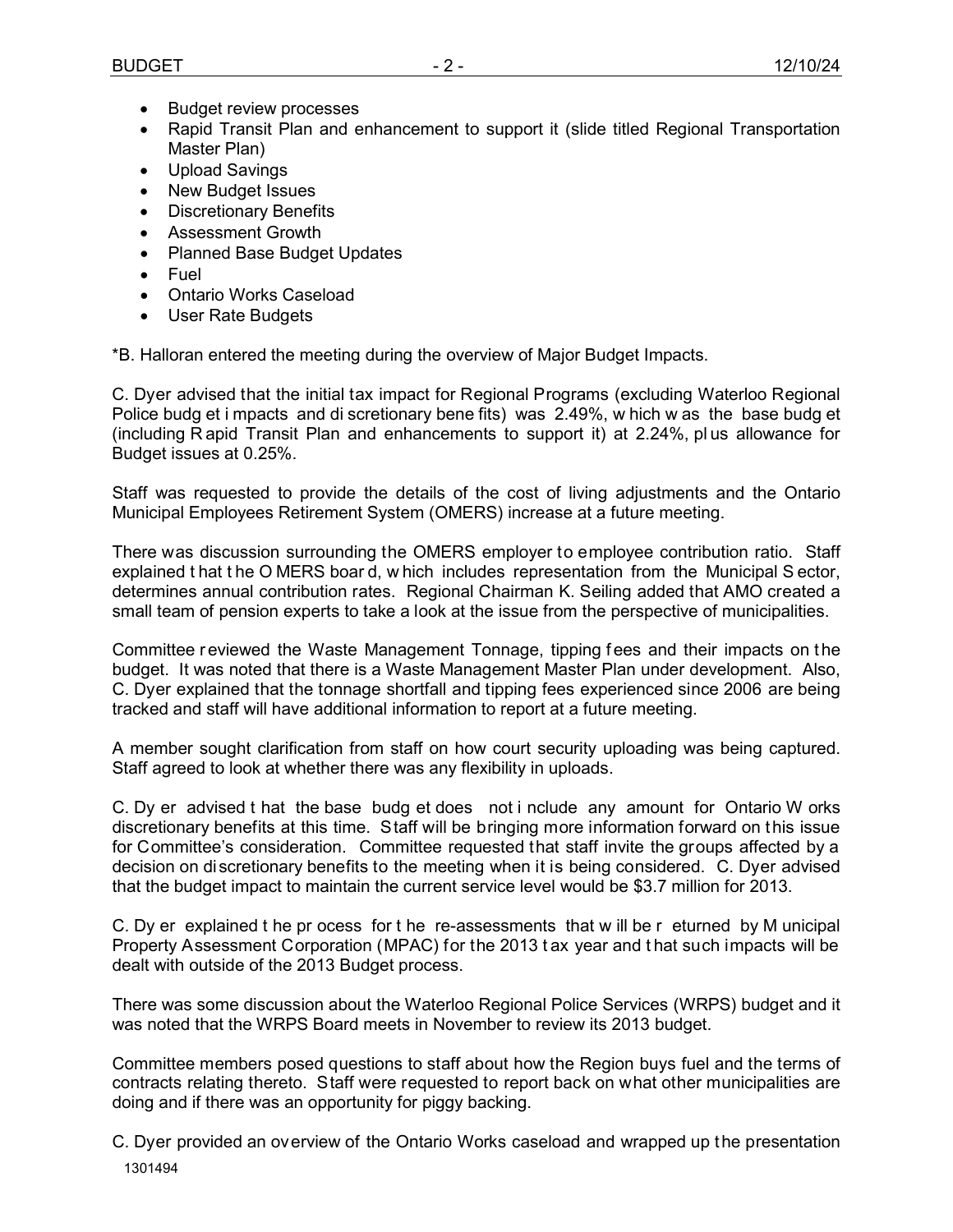- Budget review processes
- Rapid Transit Plan and enhancement to support it (slide titled Regional Transportation Master Plan)
- Upload Savings
- New Budget Issues
- Discretionary Benefits
- Assessment Growth
- Planned Base Budget Updates
- Fuel
- Ontario Works Caseload
- User Rate Budgets

*B. Halloran entered the meeting during the overview of Major Budget Impacts.

C. Dyer advised that the initial tax impact for Regional Programs (excluding Waterloo Regional Police budget impacts and discretionary benefits) was 2.49%, which was the base budget (including Rapid Transit Plan and enhancements to support it) at 2.24%, plus allowance for Budget issues at 0.25%.

Staff was requested to provide the details of the cost of living adjustments and the Ontario Municipal Employees Retirement System (OMERS) increase at a future meeting.

There was discussion surrounding the OMERS employer to employee contribution ratio. Staff explained that the OMERS board, which includes representation from the Municipal Sector, determines annual contribution rates. Regional Chairman K. Seiling added that AMO created a small team of pension experts to take a look at the issue from the perspective of municipalities.

Committee reviewed the Waste Management Tonnage, tipping fees and their impacts on the budget. It was noted that there is a Waste Management Master Plan under development. Also, C. Dyer explained that the tonnage shortfall and tipping fees experienced since 2006 are being tracked and staff will have additional information to report at a future meeting.

A member sought clarification from staff on how court security uploading was being captured. Staff agreed to look at whether there was any flexibility in uploads.

C. Dyer advised that the base budget does not include any amount for Ontario Works discretionary benefits at this time. Staff will be bringing more information forward on this issue for Committee's consideration. Committee requested that staff invite the groups affected by a decision on discretionary benefits to the meeting when it is being considered. C. Dyer advised that the budget impact to maintain the current service level would be $3.7 million for 2013.

C. Dyer explained the process for the re-assessments that will be returned by Municipal Property Assessment Corporation (MPAC) for the 2013 tax year and that such impacts will be dealt with outside of the 2013 Budget process.

There was some discussion about the Waterloo Regional Police Services (WRPS) budget and it was noted that the WRPS Board meets in November to review its 2013 budget.

Committee members posed questions to staff about how the Region buys fuel and the terms of contracts relating thereto. Staff were requested to report back on what other municipalities are doing and if there was an opportunity for piggy backing.

C. Dyer provided an overview of the Ontario Works caseload and wrapped up the presentation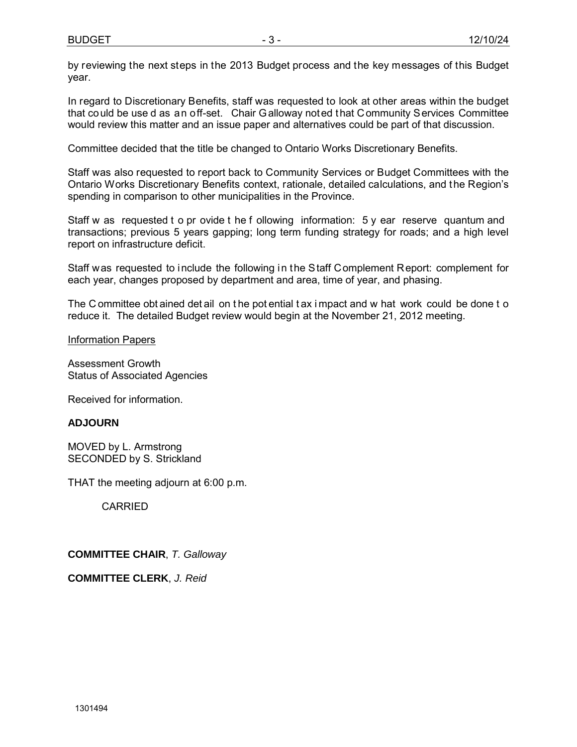by reviewing the next steps in the 2013 Budget process and the key messages of this Budget year.

In regard to Discretionary Benefits, staff was requested to look at other areas within the budget that could be used as an off-set. Chair Galloway noted that Community Services Committee would review this matter and an issue paper and alternatives could be part of that discussion.

Committee decided that the title be changed to Ontario Works Discretionary Benefits.

Staff was also requested to report back to Community Services or Budget Committees with the Ontario Works Discretionary Benefits context, rationale, detailed calculations, and the Region's spending in comparison to other municipalities in the Province.

Staff was requested to provide the following information: 5 year reserve quantum and transactions; previous 5 years gapping; long term funding strategy for roads; and a high level report on infrastructure deficit.

Staff was requested to include the following in the Staff Complement Report: complement for each year, changes proposed by department and area, time of year, and phasing.

The Committee obtained detail on the potential tax impact and what work could be done to reduce it. The detailed Budget review would begin at the November 21, 2012 meeting.

<u>Information Papers</u>

Assessment Growth
Status of Associated Agencies

Received for information.

**ADJOURN**

MOVED by L. Armstrong
SECONDED by S. Strickland

THAT the meeting adjourn at 6:00 p.m.

CARRIED

**COMMITTEE CHAIR**, *T. Galloway*

**COMMITTEE CLERK**, *J. Reid*

1301494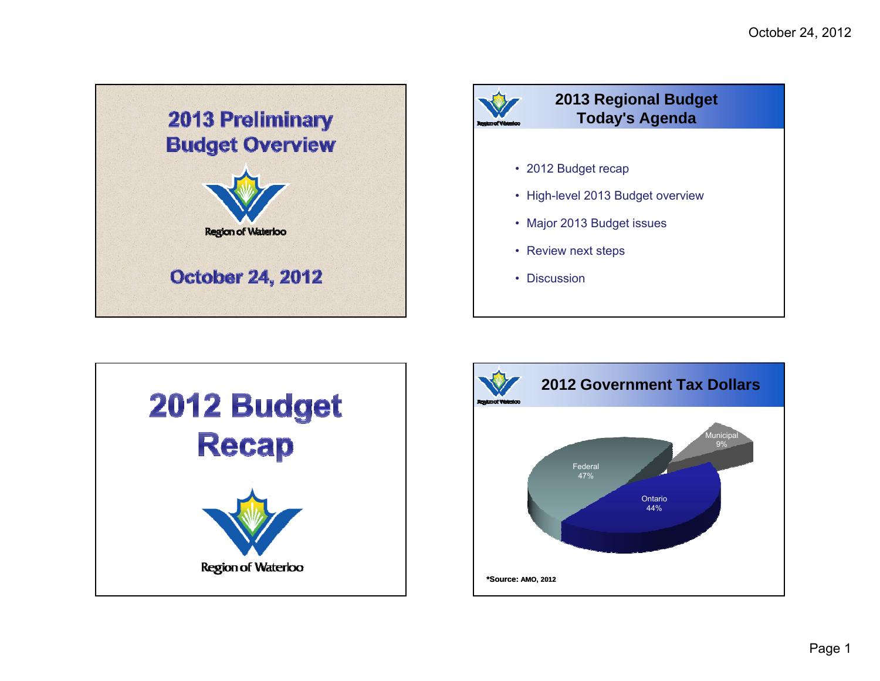# 2013 Preliminary Budget Overview

Region of Waterloo

October 24, 2012

## 2013 Regional Budget Today's Agenda

- 2012 Budget recap
- High-level 2013 Budget overview
- Major 2013 Budget issues
- Review next steps
- Discussion

# 2012 Budget Recap

Region of Waterloo

## 2012 Government Tax Dollars

| Government | Share |
| --- | --- |
| Federal | 47% |
| Ontario | 44% |
| Municipal | 9% |

***Source:** AMO, 2012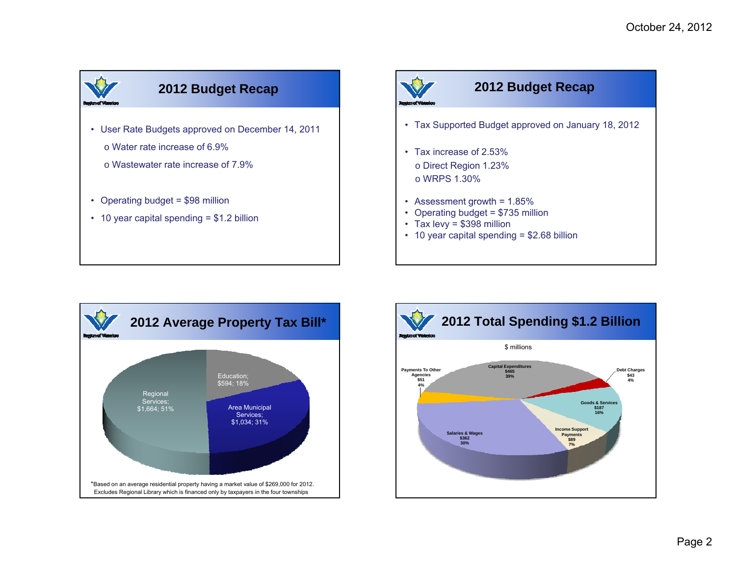## 2012 Budget Recap

- User Rate Budgets approved on December 14, 2011
  - o Water rate increase of 6.9%
  - o Wastewater rate increase of 7.9%
- Operating budget = $98 million
- 10 year capital spending = $1.2 billion

## 2012 Budget Recap

- Tax Supported Budget approved on January 18, 2012
- Tax increase of 2.53%
  - o Direct Region 1.23%
  - o WRPS 1.30%
- Assessment growth = 1.85%
- Operating budget = $735 million
- Tax levy = $398 million
- 10 year capital spending = $2.68 billion

## 2012 Average Property Tax Bill*

| Category | Amount | Share |
| --- | --- | --- |
| Regional Services | $1,664 | 51% |
| Area Municipal Services | $1,034 | 31% |
| Education | $594 | 18% |

*Based on an average residential property having a market value of $269,000 for 2012. Excludes Regional Library which is financed only by taxpayers in the four townships

## 2012 Total Spending $1.2 Billion

$ millions

| Category | Amount | Share |
| --- | --- | --- |
| Capital Expenditures | $465 | 39% |
| Debt Charges | $43 | 4% |
| Goods & Services | $187 | 16% |
| Income Support Payments | $89 | 7% |
| Salaries & Wages | $362 | 30% |
| Payments To Other Agencies | $51 | 4% |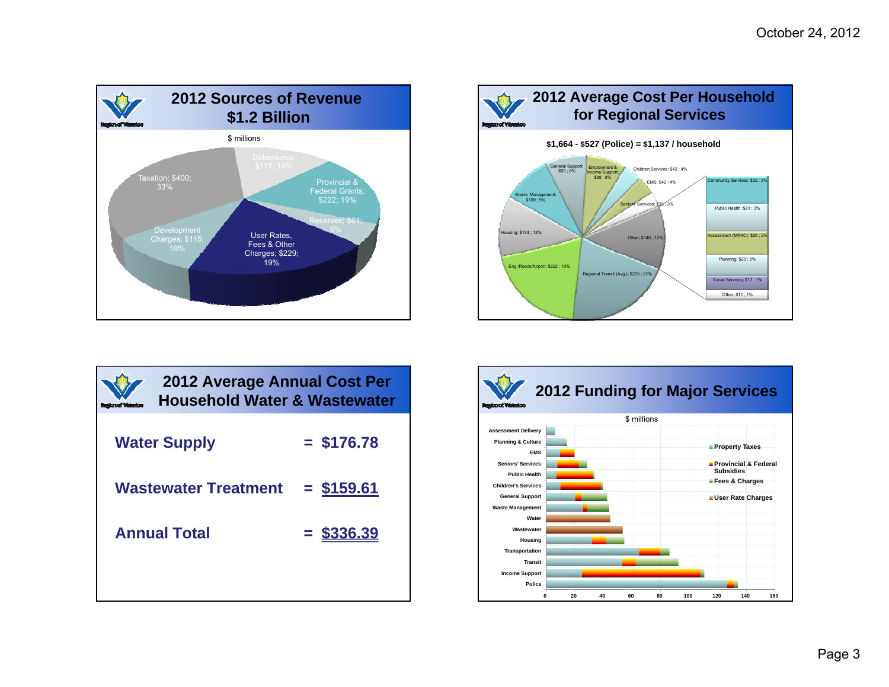## 2012 Sources of Revenue $1.2 Billion

$ millions

- Debentures; $171; 14%
- Provincial & Federal Grants; $222; 19%
- Reserves; $61; 5%
- User Rates, Fees & Other Charges; $229; 19%
- Development Charges; $115; 10%
- Taxation; $400; 33%

## 2012 Average Cost Per Household for Regional Services

**$1,664 - $527 (Police) = $1,137 / household**

- General Support; $93 ; 8%
- Employment & Income Support; $88 ; 8%
- Children Services; $42 ; 4%
- EMS; $42 ; 4%
- Seniors' Services; $33 ; 3%
- Other; $140 ; 12%
- Regional Transit (Avg.); $235 ; 21%
- Eng./Roads/Airport; $222 ; 19%
- Housing; $134 ; 12%
- Waste Management; $109 ; 9%

Other breakdown:

- Community Services; $32 ; 3%
- Public Health; $31 ; 3%
- Assessment (MPAC); $26 ; 2%
- Planning; $23 ; 2%
- Social Services; $17 ; 1%
- Other; $11 ; 1%

## 2012 Average Annual Cost Per Household Water & Wastewater

| | | |
|---|---|---|
| **Water Supply** | = | **$176.78** |
| **Wastewater Treatment** | = | **$159.61** |
| **Annual Total** | = | **$336.39** |

## 2012 Funding for Major Services

$ millions

Categories: Assessment Delivery, Planning & Culture, EMS, Seniors' Services, Public Health, Children's Services, General Support, Waste Management, Water, Wastewater, Housing, Transportation, Transit, Income Support, Police

Legend: Property Taxes; Provincial & Federal Subsidies; Fees & Charges; User Rate Charges

Axis: 0, 20, 40, 60, 80, 100, 120, 140, 160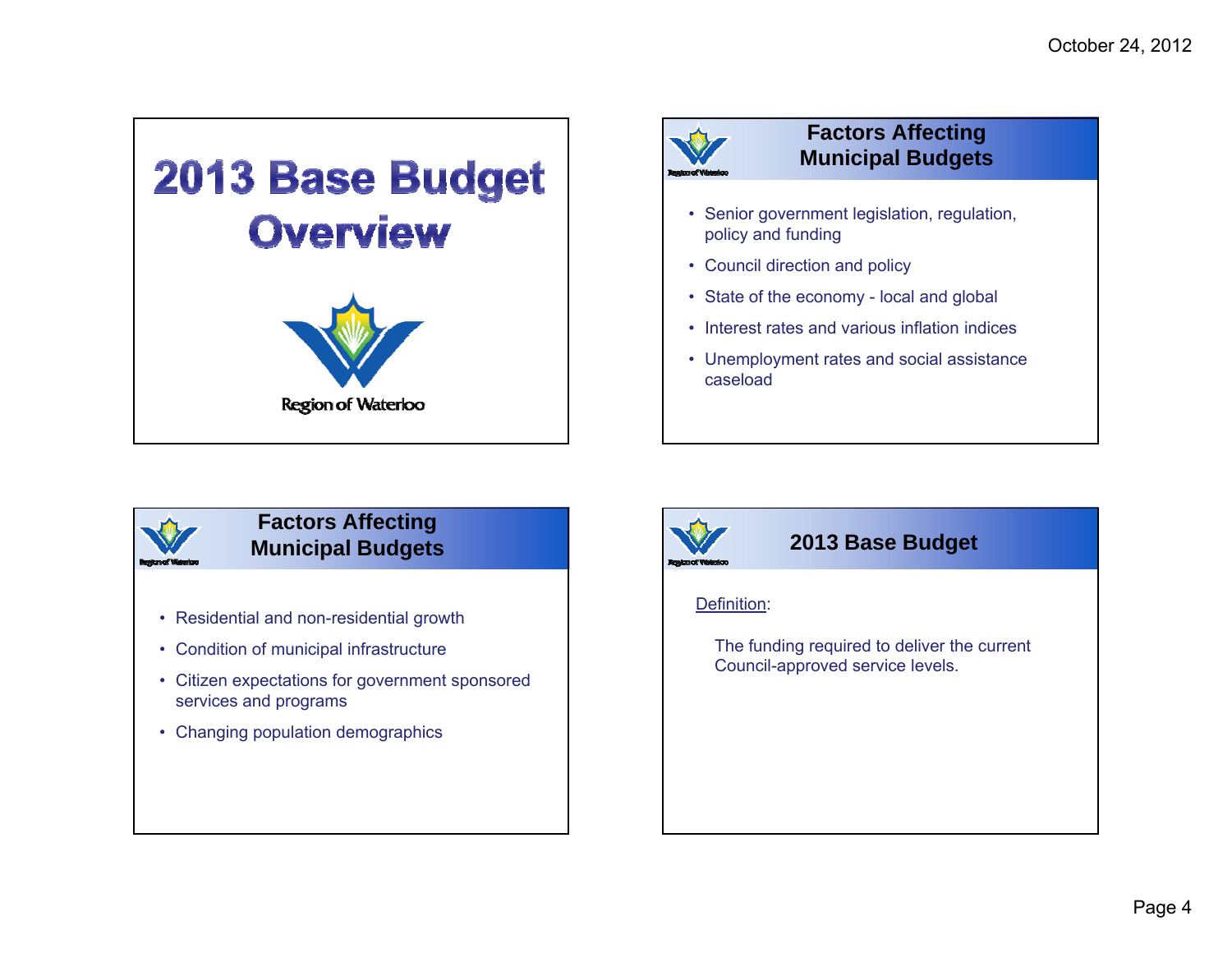# 2013 Base Budget Overview

Region of Waterloo

## Factors Affecting Municipal Budgets

- Senior government legislation, regulation, policy and funding
- Council direction and policy
- State of the economy - local and global
- Interest rates and various inflation indices
- Unemployment rates and social assistance caseload

## Factors Affecting Municipal Budgets

- Residential and non-residential growth
- Condition of municipal infrastructure
- Citizen expectations for government sponsored services and programs
- Changing population demographics

## 2013 Base Budget

Definition:

The funding required to deliver the current Council-approved service levels.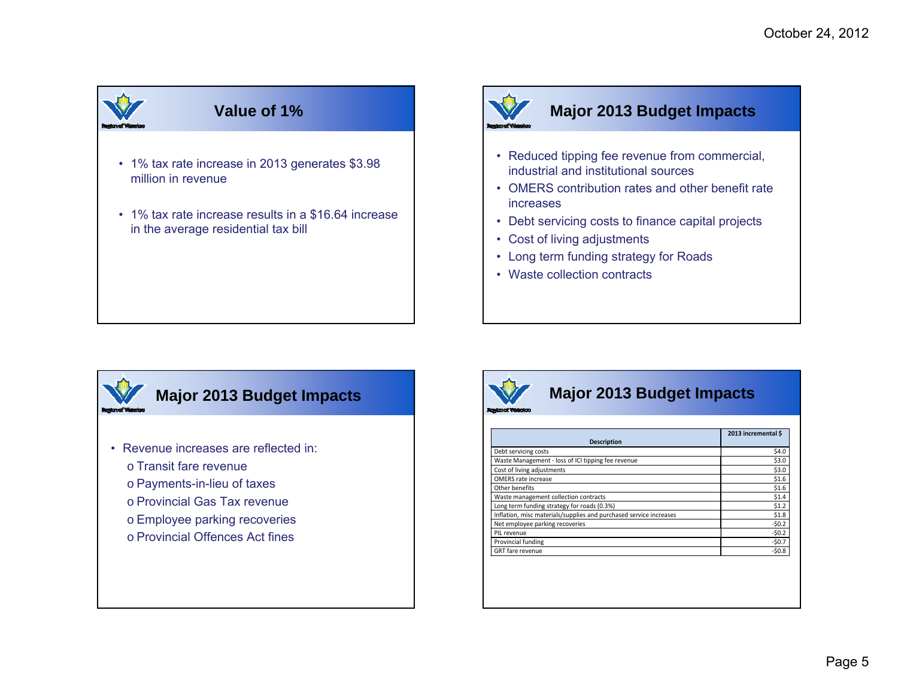## Value of 1%

- 1% tax rate increase in 2013 generates $3.98 million in revenue
- 1% tax rate increase results in a $16.64 increase in the average residential tax bill

## Major 2013 Budget Impacts

- Reduced tipping fee revenue from commercial, industrial and institutional sources
- OMERS contribution rates and other benefit rate increases
- Debt servicing costs to finance capital projects
- Cost of living adjustments
- Long term funding strategy for Roads
- Waste collection contracts

## Major 2013 Budget Impacts

- Revenue increases are reflected in:
  - Transit fare revenue
  - Payments-in-lieu of taxes
  - Provincial Gas Tax revenue
  - Employee parking recoveries
  - Provincial Offences Act fines

## Major 2013 Budget Impacts

| Description | 2013 incremental $ |
|---|---|
| Debt servicing costs | $4.0 |
| Waste Management - loss of ICI tipping fee revenue | $3.0 |
| Cost of living adjustments | $3.0 |
| OMERS rate increase | $1.6 |
| Other benefits | $1.6 |
| Waste management collection contracts | $1.4 |
| Long term funding strategy for roads (0.3%) | $1.2 |
| Inflation, misc materials/supplies and purchased service increases | $1.8 |
| Net employee parking recoveries | -$0.2 |
| PIL revenue | -$0.2 |
| Provincial funding | -$0.7 |
| GRT fare revenue | -$0.8 |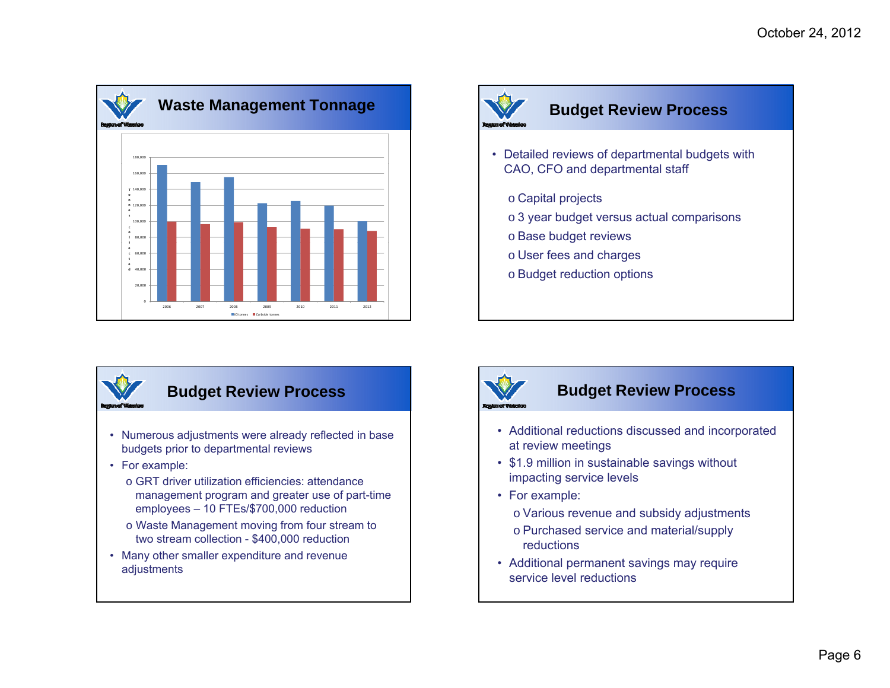## Waste Management Tonnage

Tonnes Collected

| Year | ICI tonnes | Curbside tonnes |
|---|---|---|
| 2006 | | |
| 2007 | | |
| 2008 | | |
| 2009 | | |
| 2010 | | |
| 2011 | | |
| 2012 | | |

## Budget Review Process

- Detailed reviews of departmental budgets with CAO, CFO and departmental staff
  - o Capital projects
  - o 3 year budget versus actual comparisons
  - o Base budget reviews
  - o User fees and charges
  - o Budget reduction options

## Budget Review Process

- Numerous adjustments were already reflected in base budgets prior to departmental reviews
- For example:
  - o GRT driver utilization efficiencies: attendance management program and greater use of part-time employees – 10 FTEs/$700,000 reduction
  - o Waste Management moving from four stream to two stream collection - $400,000 reduction
- Many other smaller expenditure and revenue adjustments

## Budget Review Process

- Additional reductions discussed and incorporated at review meetings
- $1.9 million in sustainable savings without impacting service levels
- For example:
  - o Various revenue and subsidy adjustments
  - o Purchased service and material/supply reductions
- Additional permanent savings may require service level reductions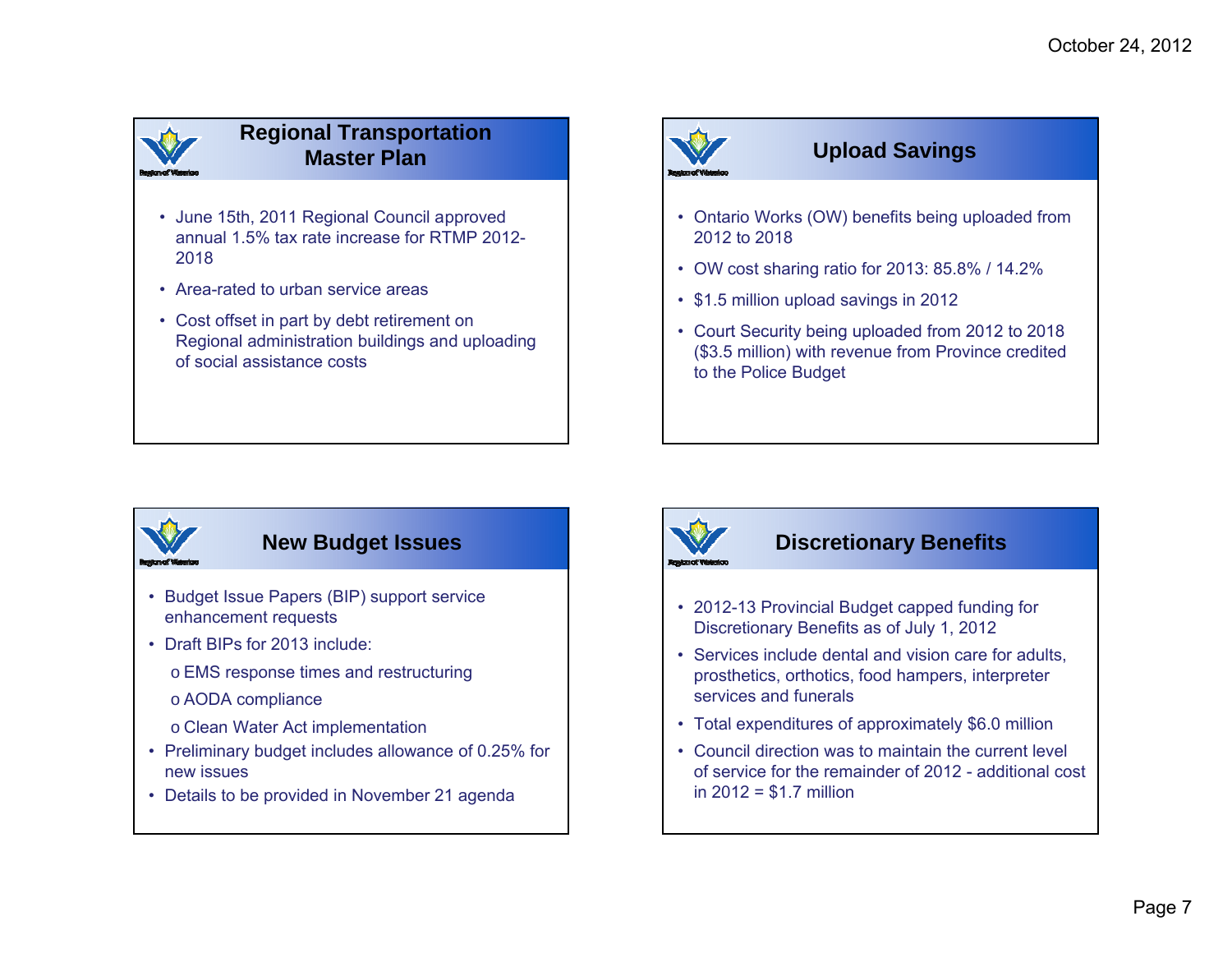## Regional Transportation Master Plan

- June 15th, 2011 Regional Council approved annual 1.5% tax rate increase for RTMP 2012-2018
- Area-rated to urban service areas
- Cost offset in part by debt retirement on Regional administration buildings and uploading of social assistance costs

## Upload Savings

- Ontario Works (OW) benefits being uploaded from 2012 to 2018
- OW cost sharing ratio for 2013: 85.8% / 14.2%
- $1.5 million upload savings in 2012
- Court Security being uploaded from 2012 to 2018 ($3.5 million) with revenue from Province credited to the Police Budget

## New Budget Issues

- Budget Issue Papers (BIP) support service enhancement requests
- Draft BIPs for 2013 include:
  - EMS response times and restructuring
  - AODA compliance
  - Clean Water Act implementation
- Preliminary budget includes allowance of 0.25% for new issues
- Details to be provided in November 21 agenda

## Discretionary Benefits

- 2012-13 Provincial Budget capped funding for Discretionary Benefits as of July 1, 2012
- Services include dental and vision care for adults, prosthetics, orthotics, food hampers, interpreter services and funerals
- Total expenditures of approximately $6.0 million
- Council direction was to maintain the current level of service for the remainder of 2012 - additional cost in 2012 = $1.7 million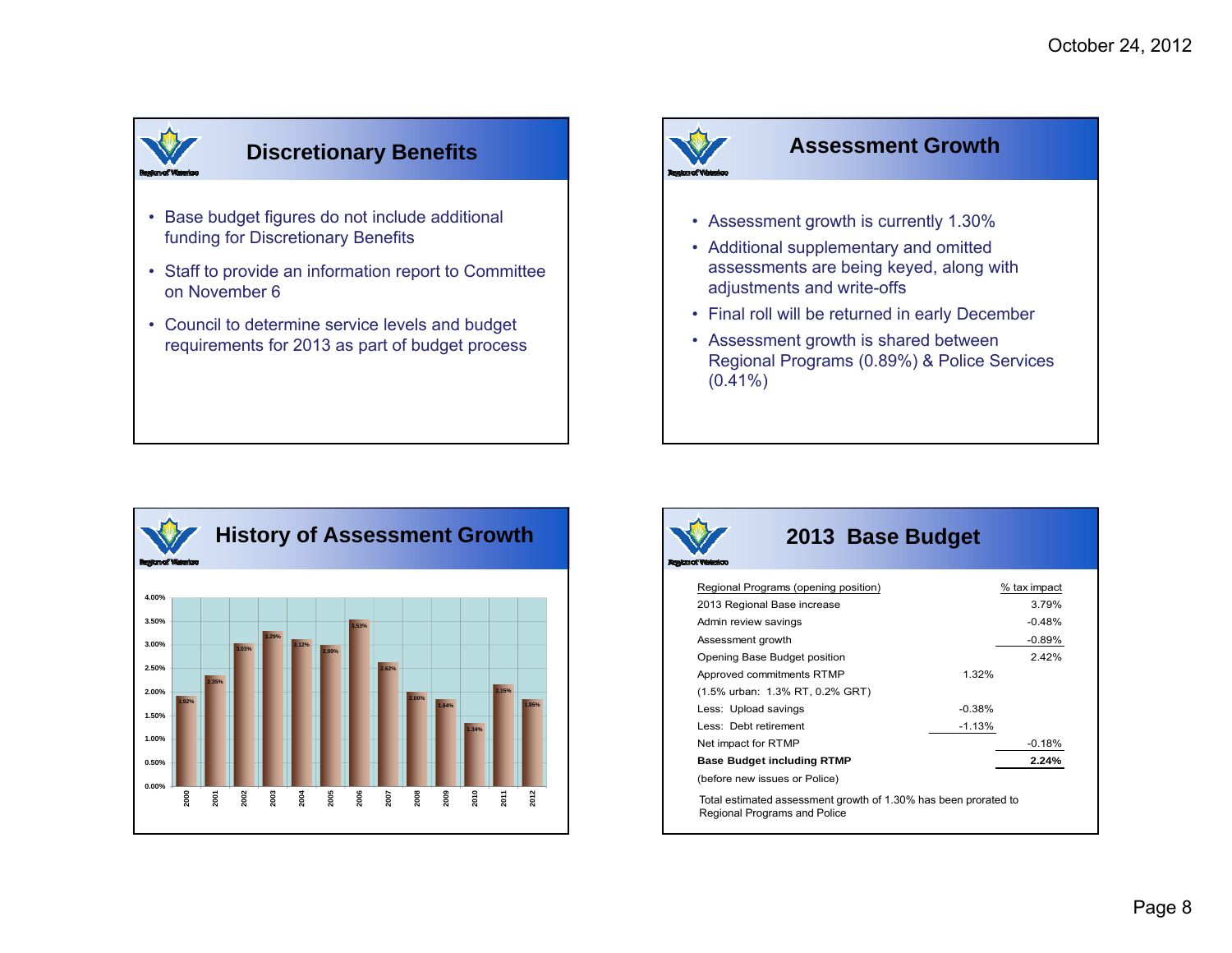October 24, 2012

## Discretionary Benefits

- Base budget figures do not include additional funding for Discretionary Benefits
- Staff to provide an information report to Committee on November 6
- Council to determine service levels and budget requirements for 2013 as part of budget process

## Assessment Growth

- Assessment growth is currently 1.30%
- Additional supplementary and omitted assessments are being keyed, along with adjustments and write-offs
- Final roll will be returned in early December
- Assessment growth is shared between Regional Programs (0.89%) & Police Services (0.41%)

## History of Assessment Growth

| Year | Assessment Growth |
|---|---|
| 2000 | 1.92% |
| 2001 | 2.35% |
| 2002 | 3.03% |
| 2003 | 3.29% |
| 2004 | 3.12% |
| 2005 | 2.99% |
| 2006 | 3.53% |
| 2007 | 2.62% |
| 2008 | 2.00% |
| 2009 | 1.84% |
| 2010 | 1.34% |
| 2011 | 2.15% |
| 2012 | 1.85% |

## 2013 Base Budget

| Regional Programs (opening position) | | % tax impact |
|---|---|---|
| 2013 Regional Base increase | | 3.79% |
| Admin review savings | | -0.48% |
| Assessment growth | | -0.89% |
| Opening Base Budget position | | 2.42% |
| Approved commitments RTMP | 1.32% | |
| (1.5% urban: 1.3% RT, 0.2% GRT) | | |
| Less: Upload savings | -0.38% | |
| Less: Debt retirement | -1.13% | |
| Net impact for RTMP | | -0.18% |
| **Base Budget including RTMP** | | **2.24%** |
| (before new issues or Police) | | |

Total estimated assessment growth of 1.30% has been prorated to Regional Programs and Police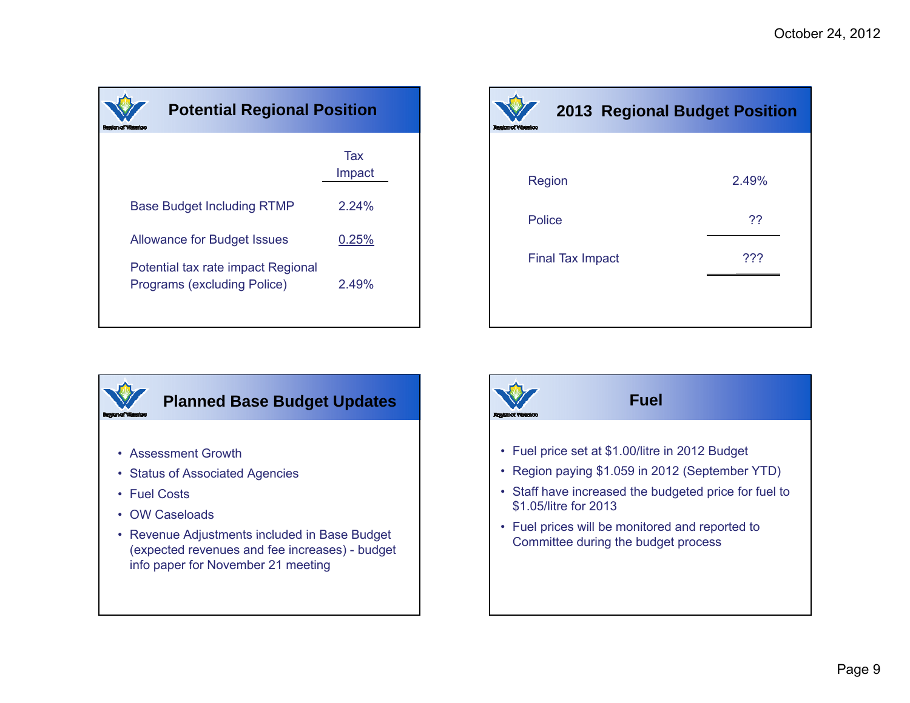## Potential Regional Position

| | Tax Impact |
|---|---|
| Base Budget Including RTMP | 2.24% |
| Allowance for Budget Issues | 0.25% |
| Potential tax rate impact Regional Programs (excluding Police) | 2.49% |

## 2013 Regional Budget Position

| | |
|---|---|
| Region | 2.49% |
| Police | ?? |
| Final Tax Impact | ??? |

## Planned Base Budget Updates

- Assessment Growth
- Status of Associated Agencies
- Fuel Costs
- OW Caseloads
- Revenue Adjustments included in Base Budget (expected revenues and fee increases) - budget info paper for November 21 meeting

## Fuel

- Fuel price set at $1.00/litre in 2012 Budget
- Region paying $1.059 in 2012 (September YTD)
- Staff have increased the budgeted price for fuel to $1.05/litre for 2013
- Fuel prices will be monitored and reported to Committee during the budget process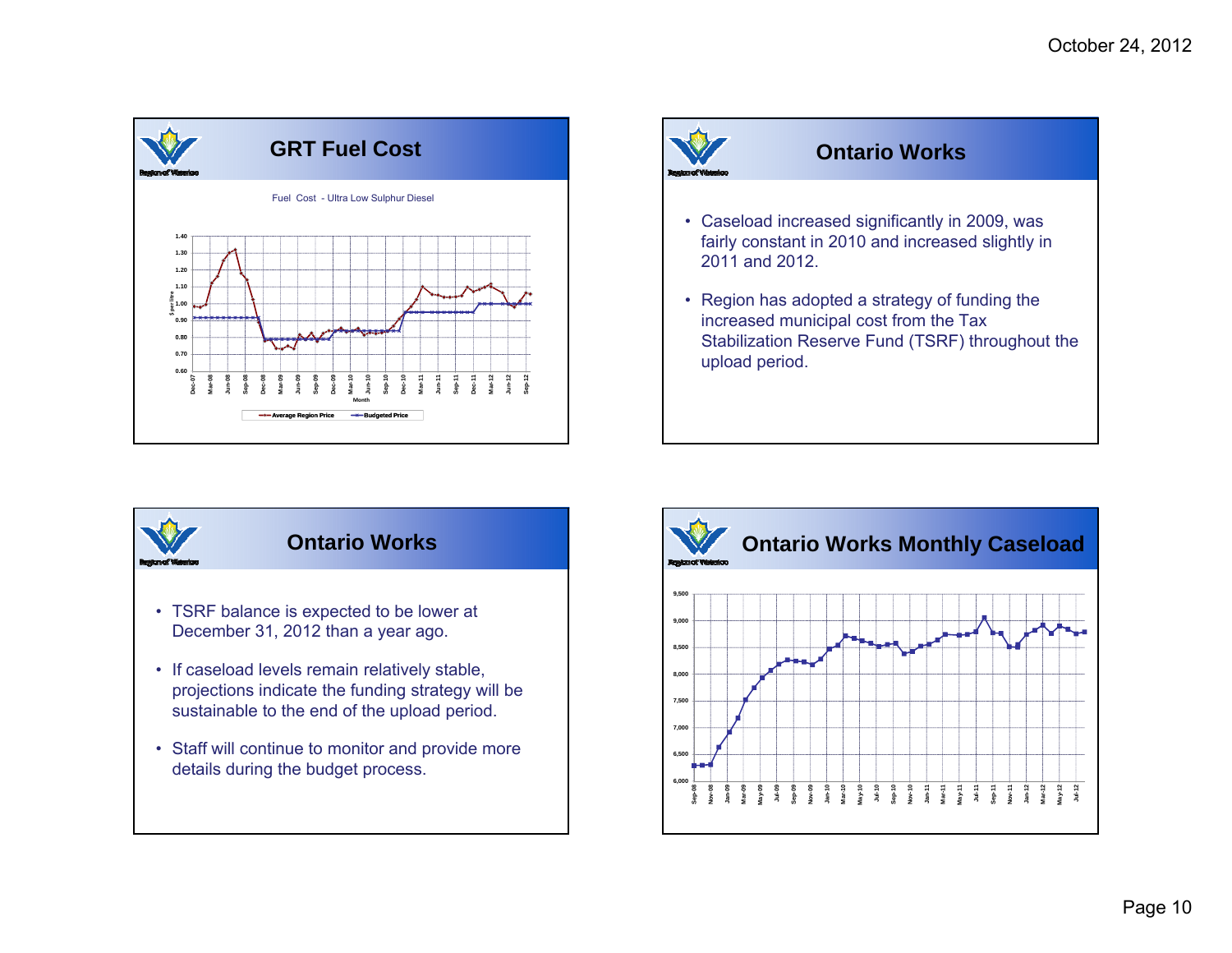October 24, 2012

## GRT Fuel Cost

Fuel Cost - Ultra Low Sulphur Diesel

## Ontario Works

- Caseload increased significantly in 2009, was fairly constant in 2010 and increased slightly in 2011 and 2012.
- Region has adopted a strategy of funding the increased municipal cost from the Tax Stabilization Reserve Fund (TSRF) throughout the upload period.

## Ontario Works

- TSRF balance is expected to be lower at December 31, 2012 than a year ago.
- If caseload levels remain relatively stable, projections indicate the funding strategy will be sustainable to the end of the upload period.
- Staff will continue to monitor and provide more details during the budget process.

## Ontario Works Monthly Caseload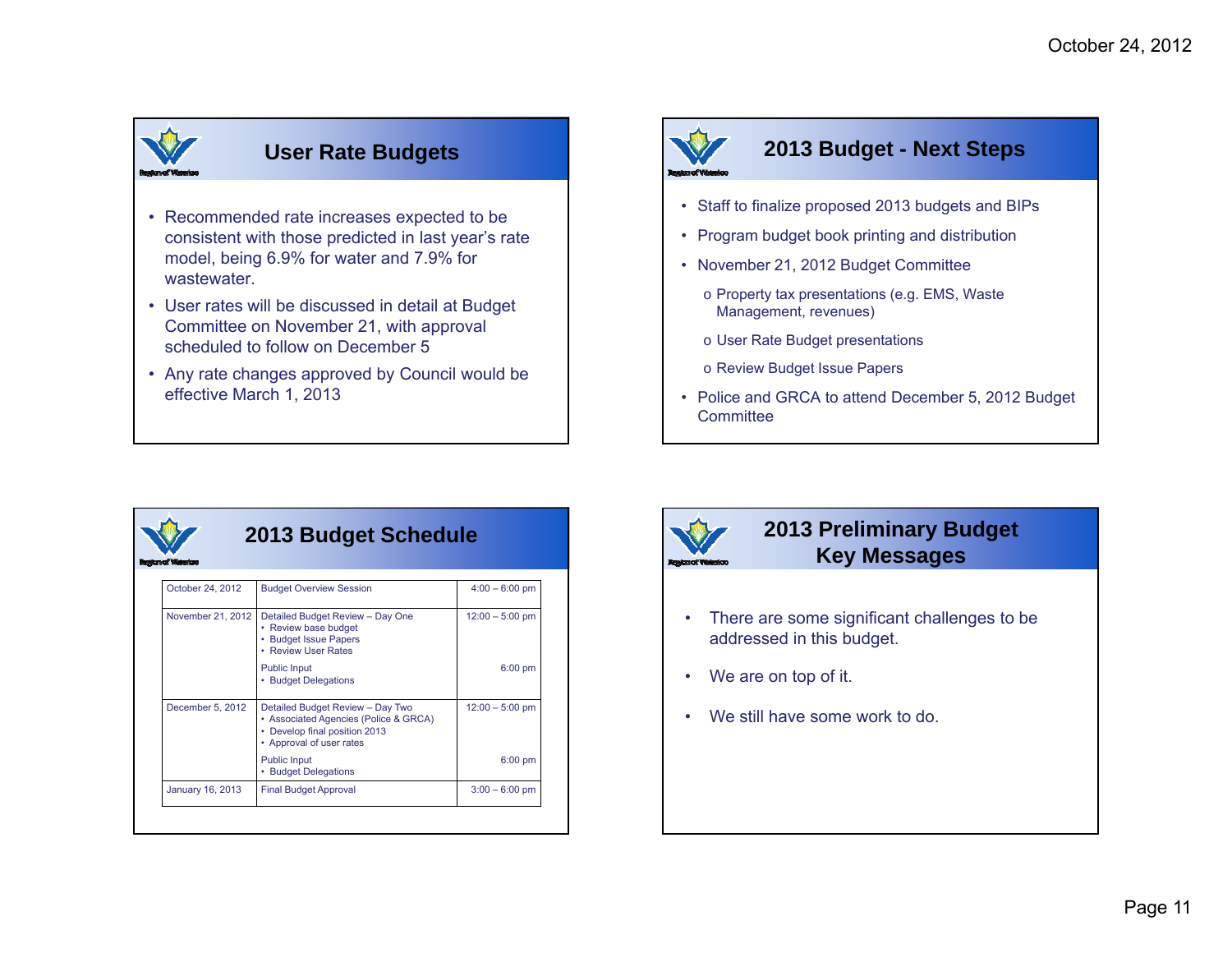October 24, 2012

## User Rate Budgets

- Recommended rate increases expected to be consistent with those predicted in last year's rate model, being 6.9% for water and 7.9% for wastewater.
- User rates will be discussed in detail at Budget Committee on November 21, with approval scheduled to follow on December 5
- Any rate changes approved by Council would be effective March 1, 2013

## 2013 Budget - Next Steps

- Staff to finalize proposed 2013 budgets and BIPs
- Program budget book printing and distribution
- November 21, 2012 Budget Committee
  - o Property tax presentations (e.g. EMS, Waste Management, revenues)
  - o User Rate Budget presentations
  - o Review Budget Issue Papers
- Police and GRCA to attend December 5, 2012 Budget Committee

## 2013 Budget Schedule

| | | |
|---|---|---|
| October 24, 2012 | Budget Overview Session | 4:00 – 6:00 pm |
| November 21, 2012 | Detailed Budget Review – Day One<br>• Review base budget<br>• Budget Issue Papers<br>• Review User Rates | 12:00 – 5:00 pm |
| | Public Input<br>• Budget Delegations | 6:00 pm |
| December 5, 2012 | Detailed Budget Review – Day Two<br>• Associated Agencies (Police & GRCA)<br>• Develop final position 2013<br>• Approval of user rates | 12:00 – 5:00 pm |
| | Public Input<br>• Budget Delegations | 6:00 pm |
| January 16, 2013 | Final Budget Approval | 3:00 – 6:00 pm |

## 2013 Preliminary Budget Key Messages

- There are some significant challenges to be addressed in this budget.
- We are on top of it.
- We still have some work to do.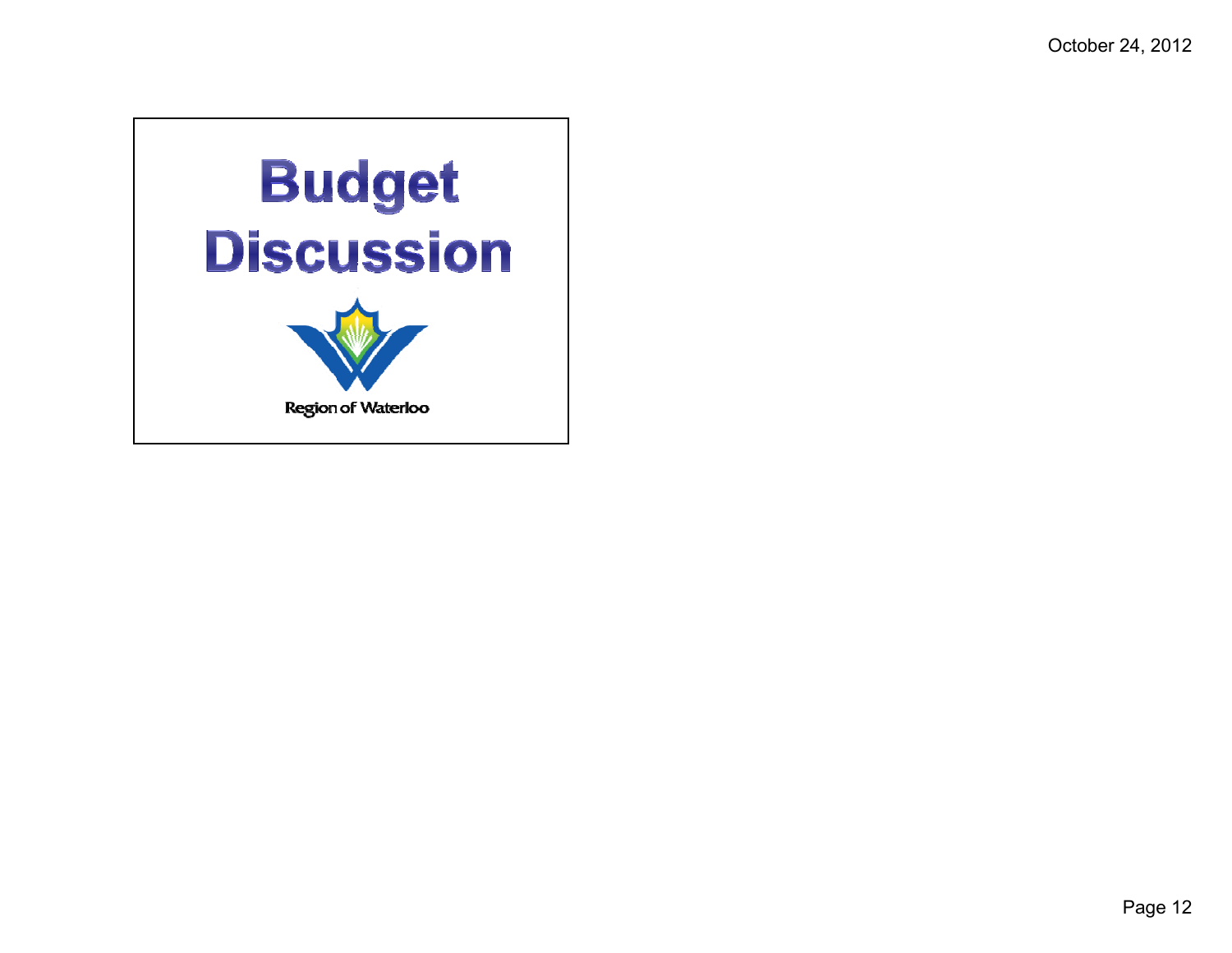# Budget Discussion

Region of Waterloo